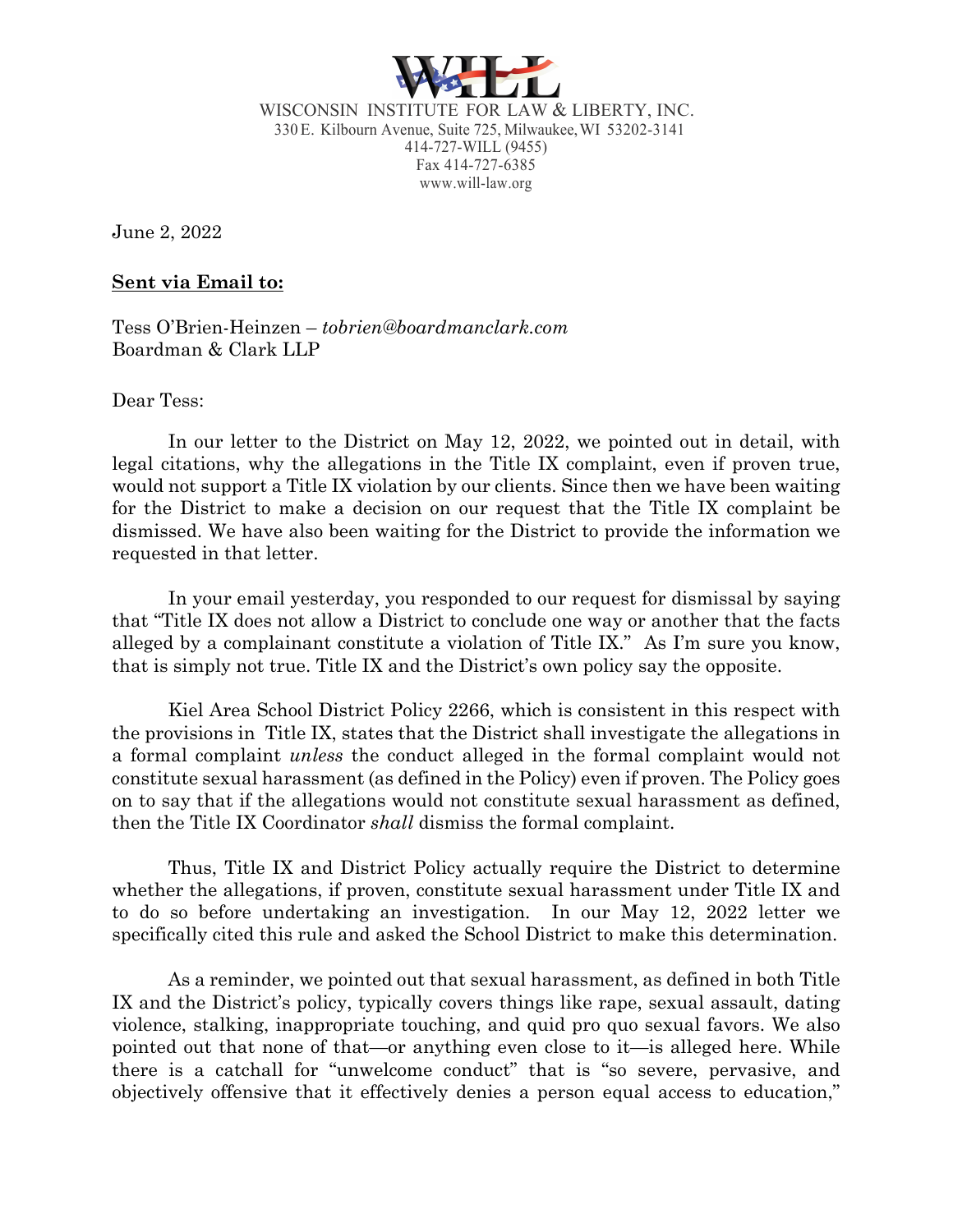WISCONSIN INSTITUTE FOR LAW & LIBERTY, INC.
330 E. Kilbourn Avenue, Suite 725, Milwaukee, WI 53202-3141
414-727-WILL (9455)
Fax 414-727-6385
www.will-law.org

June 2, 2022

**Sent via Email to:**

Tess O'Brien-Heinzen – *tobrien@boardmanclark.com*
Boardman & Clark LLP

Dear Tess:

In our letter to the District on May 12, 2022, we pointed out in detail, with legal citations, why the allegations in the Title IX complaint, even if proven true, would not support a Title IX violation by our clients. Since then we have been waiting for the District to make a decision on our request that the Title IX complaint be dismissed. We have also been waiting for the District to provide the information we requested in that letter.

In your email yesterday, you responded to our request for dismissal by saying that "Title IX does not allow a District to conclude one way or another that the facts alleged by a complainant constitute a violation of Title IX." As I'm sure you know, that is simply not true. Title IX and the District's own policy say the opposite.

Kiel Area School District Policy 2266, which is consistent in this respect with the provisions in Title IX, states that the District shall investigate the allegations in a formal complaint *unless* the conduct alleged in the formal complaint would not constitute sexual harassment (as defined in the Policy) even if proven. The Policy goes on to say that if the allegations would not constitute sexual harassment as defined, then the Title IX Coordinator *shall* dismiss the formal complaint.

Thus, Title IX and District Policy actually require the District to determine whether the allegations, if proven, constitute sexual harassment under Title IX and to do so before undertaking an investigation. In our May 12, 2022 letter we specifically cited this rule and asked the School District to make this determination.

As a reminder, we pointed out that sexual harassment, as defined in both Title IX and the District's policy, typically covers things like rape, sexual assault, dating violence, stalking, inappropriate touching, and quid pro quo sexual favors. We also pointed out that none of that—or anything even close to it—is alleged here. While there is a catchall for "unwelcome conduct" that is "so severe, pervasive, and objectively offensive that it effectively denies a person equal access to education,"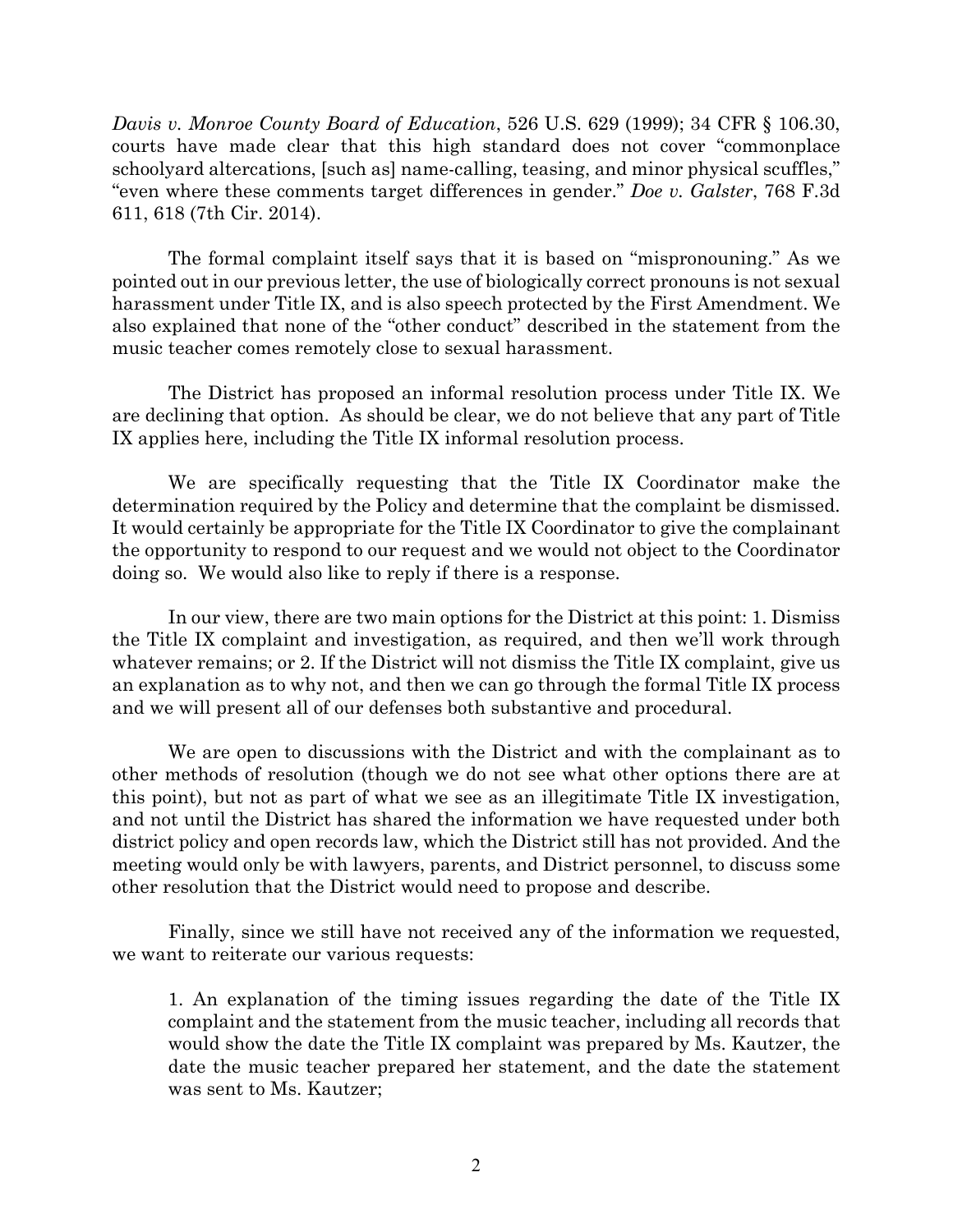*Davis v. Monroe County Board of Education*, 526 U.S. 629 (1999); 34 CFR § 106.30, courts have made clear that this high standard does not cover "commonplace schoolyard altercations, [such as] name-calling, teasing, and minor physical scuffles," "even where these comments target differences in gender." *Doe v. Galster*, 768 F.3d 611, 618 (7th Cir. 2014).

The formal complaint itself says that it is based on "mispronouning." As we pointed out in our previous letter, the use of biologically correct pronouns is not sexual harassment under Title IX, and is also speech protected by the First Amendment. We also explained that none of the "other conduct" described in the statement from the music teacher comes remotely close to sexual harassment.

The District has proposed an informal resolution process under Title IX. We are declining that option. As should be clear, we do not believe that any part of Title IX applies here, including the Title IX informal resolution process.

We are specifically requesting that the Title IX Coordinator make the determination required by the Policy and determine that the complaint be dismissed. It would certainly be appropriate for the Title IX Coordinator to give the complainant the opportunity to respond to our request and we would not object to the Coordinator doing so. We would also like to reply if there is a response.

In our view, there are two main options for the District at this point: 1. Dismiss the Title IX complaint and investigation, as required, and then we'll work through whatever remains; or 2. If the District will not dismiss the Title IX complaint, give us an explanation as to why not, and then we can go through the formal Title IX process and we will present all of our defenses both substantive and procedural.

We are open to discussions with the District and with the complainant as to other methods of resolution (though we do not see what other options there are at this point), but not as part of what we see as an illegitimate Title IX investigation, and not until the District has shared the information we have requested under both district policy and open records law, which the District still has not provided. And the meeting would only be with lawyers, parents, and District personnel, to discuss some other resolution that the District would need to propose and describe.

Finally, since we still have not received any of the information we requested, we want to reiterate our various requests:

1. An explanation of the timing issues regarding the date of the Title IX complaint and the statement from the music teacher, including all records that would show the date the Title IX complaint was prepared by Ms. Kautzer, the date the music teacher prepared her statement, and the date the statement was sent to Ms. Kautzer;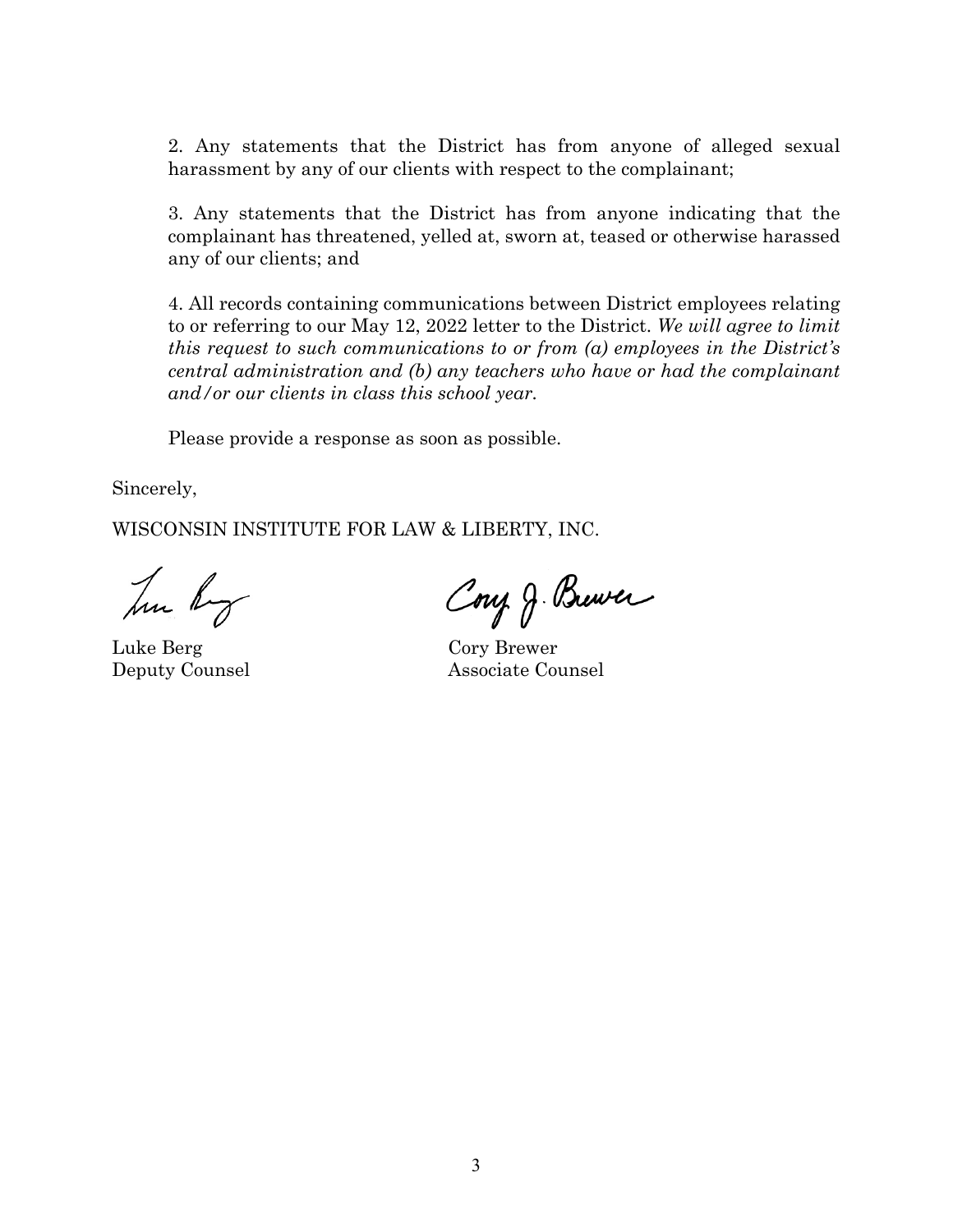2. Any statements that the District has from anyone of alleged sexual harassment by any of our clients with respect to the complainant;

3. Any statements that the District has from anyone indicating that the complainant has threatened, yelled at, sworn at, teased or otherwise harassed any of our clients; and

4. All records containing communications between District employees relating to or referring to our May 12, 2022 letter to the District. *We will agree to limit this request to such communications to or from (a) employees in the District's central administration and (b) any teachers who have or had the complainant and/or our clients in class this school year.*

Please provide a response as soon as possible.

Sincerely,

WISCONSIN INSTITUTE FOR LAW & LIBERTY, INC.

Luke Berg
Deputy Counsel

Cory Brewer
Associate Counsel